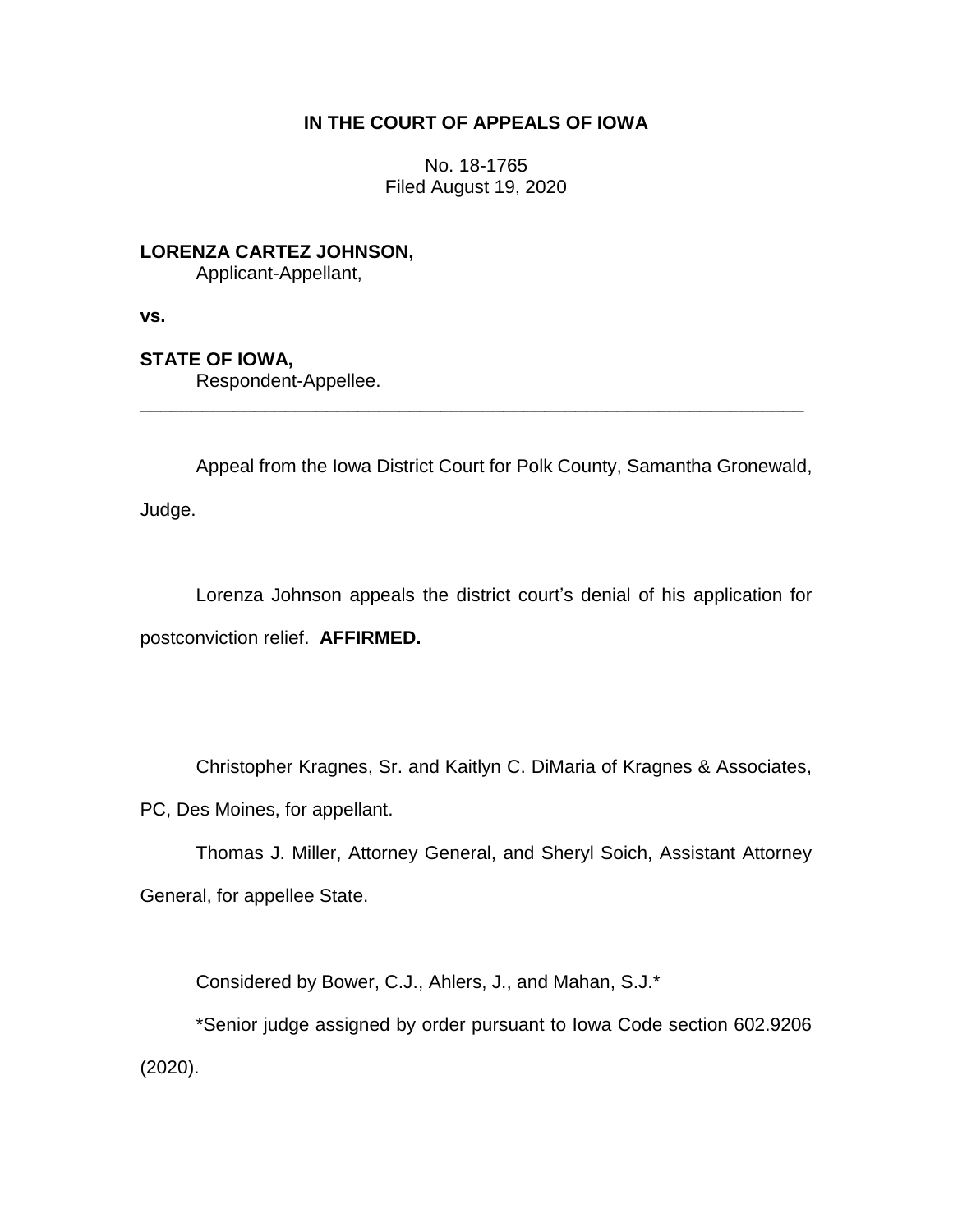**IN THE COURT OF APPEALS OF IOWA**

No. 18-1765
Filed August 19, 2020

**LORENZA CARTEZ JOHNSON,**
Applicant-Appellant,

**vs.**

**STATE OF IOWA,**
Respondent-Appellee.

---

Appeal from the Iowa District Court for Polk County, Samantha Gronewald, Judge.

Lorenza Johnson appeals the district court's denial of his application for postconviction relief. **AFFIRMED.**

Christopher Kragnes, Sr. and Kaitlyn C. DiMaria of Kragnes & Associates, PC, Des Moines, for appellant.

Thomas J. Miller, Attorney General, and Sheryl Soich, Assistant Attorney General, for appellee State.

Considered by Bower, C.J., Ahlers, J., and Mahan, S.J.*

*Senior judge assigned by order pursuant to Iowa Code section 602.9206 (2020).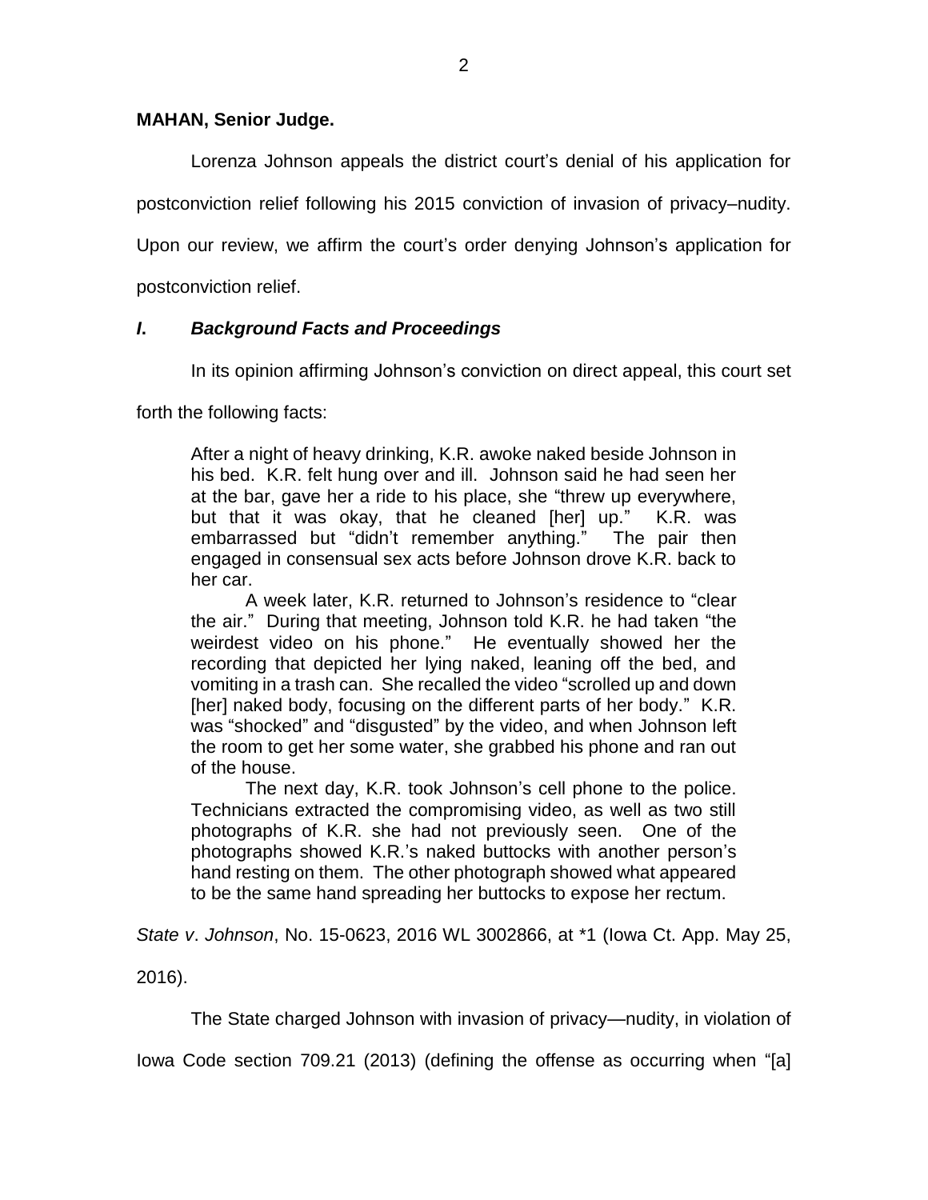**MAHAN, Senior Judge.**

Lorenza Johnson appeals the district court's denial of his application for postconviction relief following his 2015 conviction of invasion of privacy–nudity. Upon our review, we affirm the court's order denying Johnson's application for postconviction relief.

### ***I. Background Facts and Proceedings***

In its opinion affirming Johnson's conviction on direct appeal, this court set forth the following facts:

> After a night of heavy drinking, K.R. awoke naked beside Johnson in his bed. K.R. felt hung over and ill. Johnson said he had seen her at the bar, gave her a ride to his place, she "threw up everywhere, but that it was okay, that he cleaned [her] up." K.R. was embarrassed but "didn't remember anything." The pair then engaged in consensual sex acts before Johnson drove K.R. back to her car.
>
> A week later, K.R. returned to Johnson's residence to "clear the air." During that meeting, Johnson told K.R. he had taken "the weirdest video on his phone." He eventually showed her the recording that depicted her lying naked, leaning off the bed, and vomiting in a trash can. She recalled the video "scrolled up and down [her] naked body, focusing on the different parts of her body." K.R. was "shocked" and "disgusted" by the video, and when Johnson left the room to get her some water, she grabbed his phone and ran out of the house.
>
> The next day, K.R. took Johnson's cell phone to the police. Technicians extracted the compromising video, as well as two still photographs of K.R. she had not previously seen. One of the photographs showed K.R.'s naked buttocks with another person's hand resting on them. The other photograph showed what appeared to be the same hand spreading her buttocks to expose her rectum.

*State v*. *Johnson*, No. 15-0623, 2016 WL 3002866, at *1 (Iowa Ct. App. May 25, 2016).

The State charged Johnson with invasion of privacy—nudity, in violation of Iowa Code section 709.21 (2013) (defining the offense as occurring when "[a]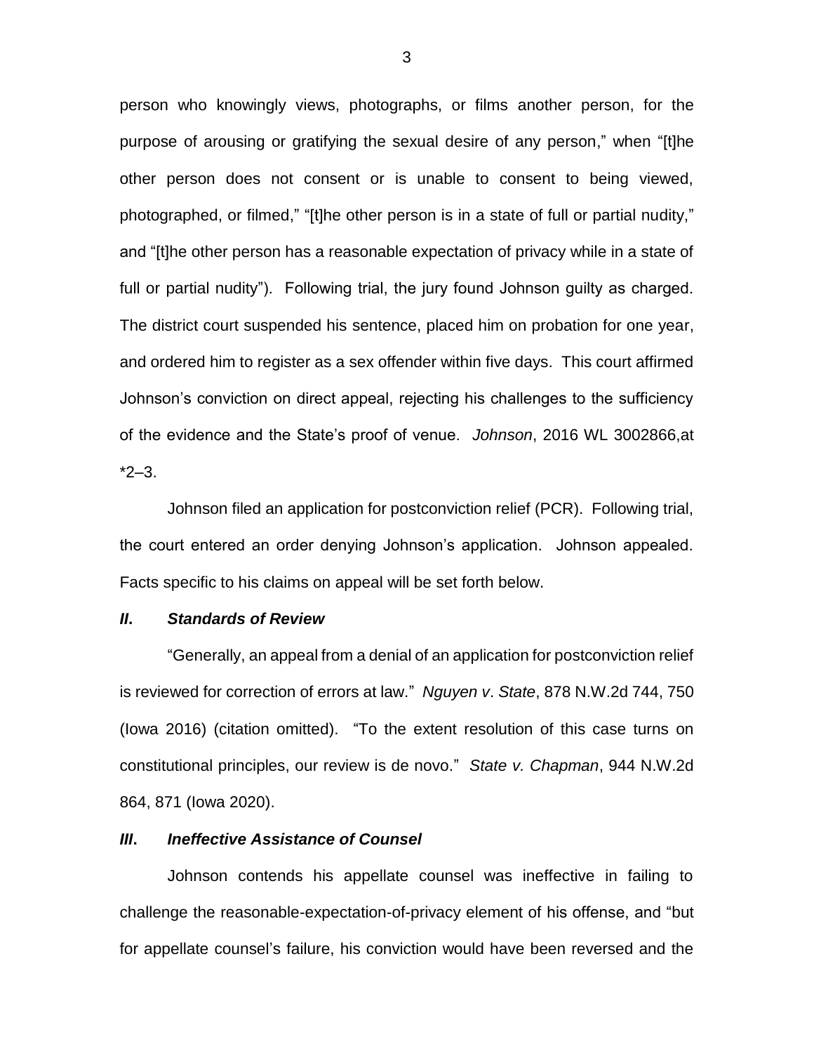person who knowingly views, photographs, or films another person, for the purpose of arousing or gratifying the sexual desire of any person," when "[t]he other person does not consent or is unable to consent to being viewed, photographed, or filmed," "[t]he other person is in a state of full or partial nudity," and "[t]he other person has a reasonable expectation of privacy while in a state of full or partial nudity"). Following trial, the jury found Johnson guilty as charged. The district court suspended his sentence, placed him on probation for one year, and ordered him to register as a sex offender within five days. This court affirmed Johnson's conviction on direct appeal, rejecting his challenges to the sufficiency of the evidence and the State's proof of venue. *Johnson*, 2016 WL 3002866,at *2–3.

Johnson filed an application for postconviction relief (PCR). Following trial, the court entered an order denying Johnson's application. Johnson appealed. Facts specific to his claims on appeal will be set forth below.

## *II. Standards of Review*

"Generally, an appeal from a denial of an application for postconviction relief is reviewed for correction of errors at law." *Nguyen v. State*, 878 N.W.2d 744, 750 (Iowa 2016) (citation omitted). "To the extent resolution of this case turns on constitutional principles, our review is de novo." *State v. Chapman*, 944 N.W.2d 864, 871 (Iowa 2020).

## *III. Ineffective Assistance of Counsel*

Johnson contends his appellate counsel was ineffective in failing to challenge the reasonable-expectation-of-privacy element of his offense, and "but for appellate counsel's failure, his conviction would have been reversed and the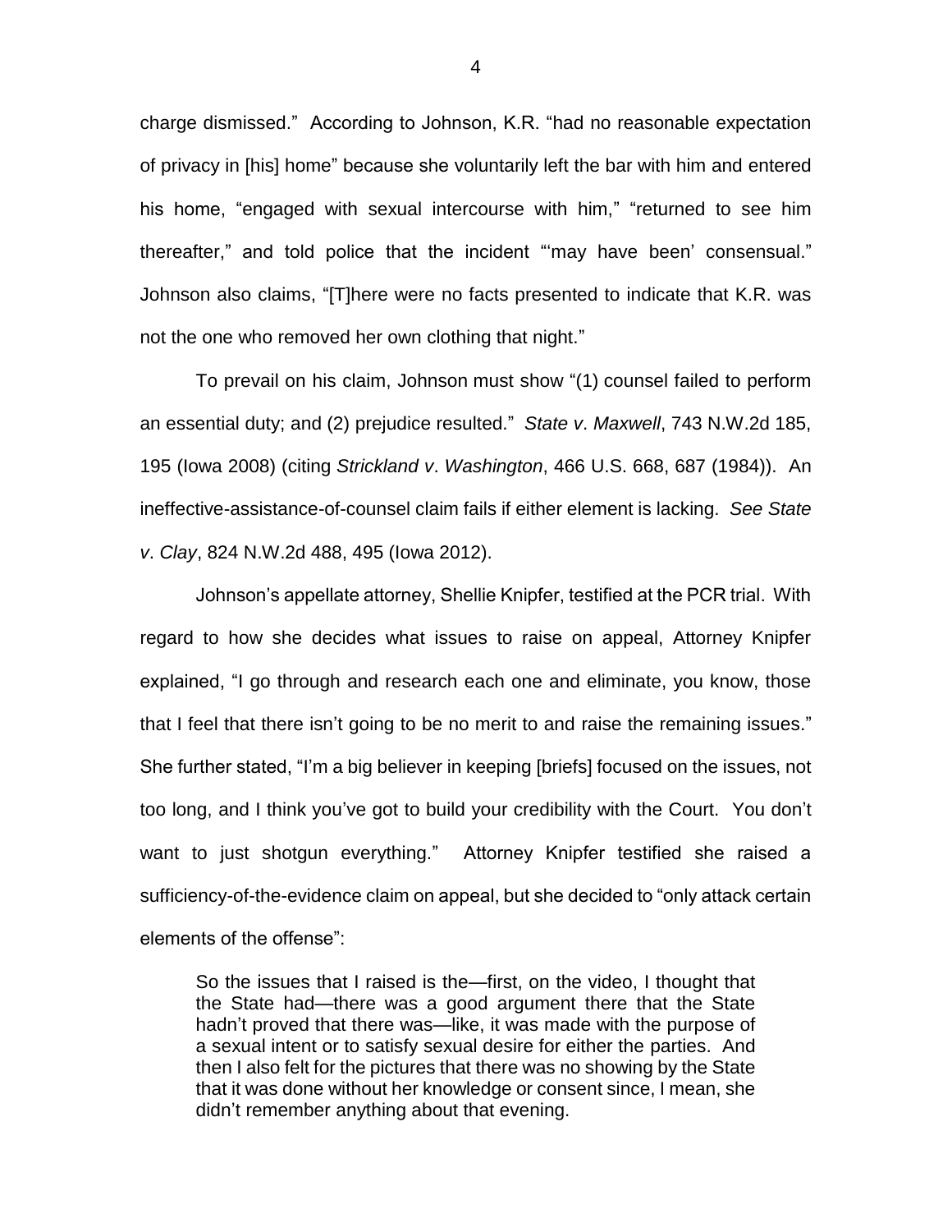charge dismissed." According to Johnson, K.R. "had no reasonable expectation of privacy in [his] home" because she voluntarily left the bar with him and entered his home, "engaged with sexual intercourse with him," "returned to see him thereafter," and told police that the incident "'may have been' consensual." Johnson also claims, "[T]here were no facts presented to indicate that K.R. was not the one who removed her own clothing that night."

To prevail on his claim, Johnson must show "(1) counsel failed to perform an essential duty; and (2) prejudice resulted." *State v. Maxwell*, 743 N.W.2d 185, 195 (Iowa 2008) (citing *Strickland v. Washington*, 466 U.S. 668, 687 (1984)). An ineffective-assistance-of-counsel claim fails if either element is lacking. *See State v. Clay*, 824 N.W.2d 488, 495 (Iowa 2012).

Johnson's appellate attorney, Shellie Knipfer, testified at the PCR trial. With regard to how she decides what issues to raise on appeal, Attorney Knipfer explained, "I go through and research each one and eliminate, you know, those that I feel that there isn't going to be no merit to and raise the remaining issues." She further stated, "I'm a big believer in keeping [briefs] focused on the issues, not too long, and I think you've got to build your credibility with the Court. You don't want to just shotgun everything." Attorney Knipfer testified she raised a sufficiency-of-the-evidence claim on appeal, but she decided to "only attack certain elements of the offense":

> So the issues that I raised is the—first, on the video, I thought that the State had—there was a good argument there that the State hadn't proved that there was—like, it was made with the purpose of a sexual intent or to satisfy sexual desire for either the parties. And then I also felt for the pictures that there was no showing by the State that it was done without her knowledge or consent since, I mean, she didn't remember anything about that evening.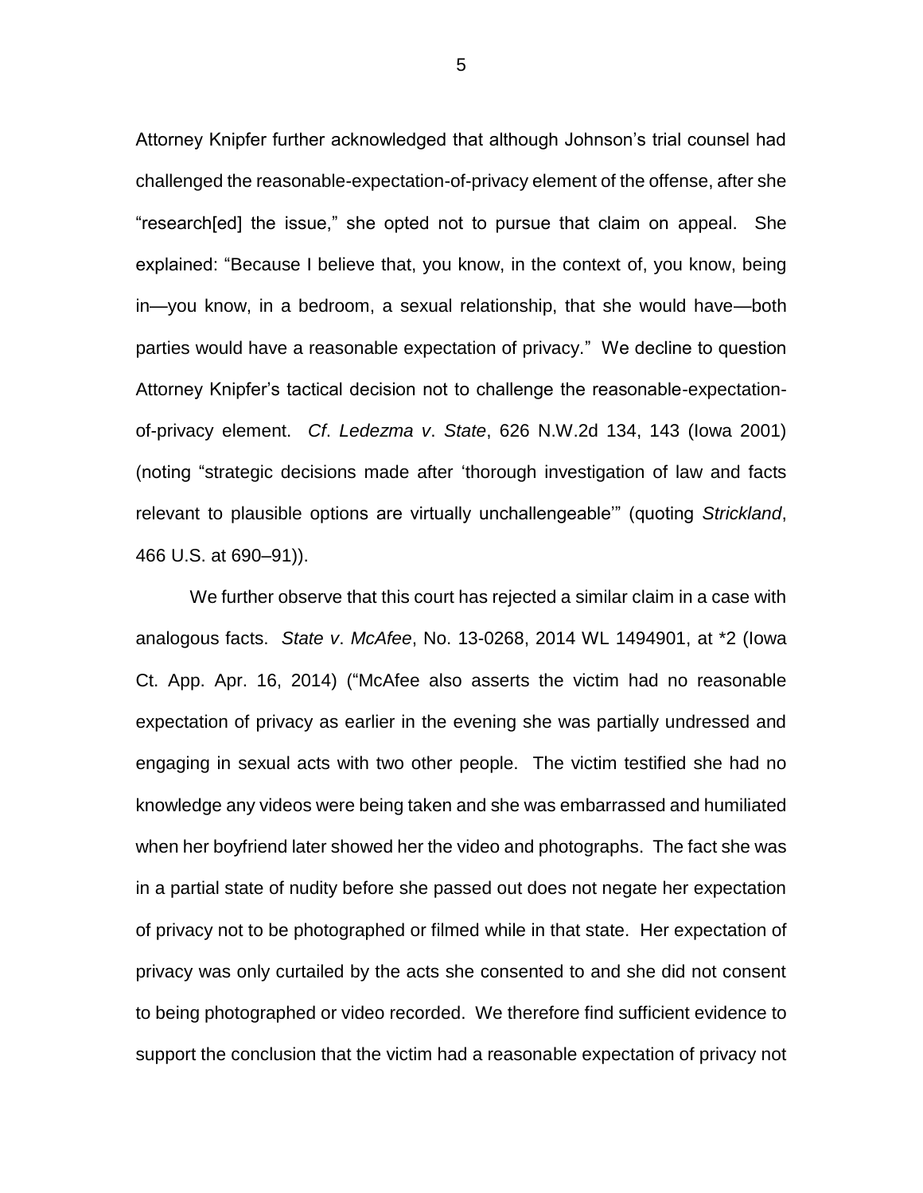Attorney Knipfer further acknowledged that although Johnson's trial counsel had challenged the reasonable-expectation-of-privacy element of the offense, after she "research[ed] the issue," she opted not to pursue that claim on appeal. She explained: "Because I believe that, you know, in the context of, you know, being in—you know, in a bedroom, a sexual relationship, that she would have—both parties would have a reasonable expectation of privacy." We decline to question Attorney Knipfer's tactical decision not to challenge the reasonable-expectation-of-privacy element. *Cf*. *Ledezma v*. *State*, 626 N.W.2d 134, 143 (Iowa 2001) (noting "strategic decisions made after 'thorough investigation of law and facts relevant to plausible options are virtually unchallengeable'" (quoting *Strickland*, 466 U.S. at 690–91)).

We further observe that this court has rejected a similar claim in a case with analogous facts. *State v*. *McAfee*, No. 13-0268, 2014 WL 1494901, at *2 (Iowa Ct. App. Apr. 16, 2014) ("McAfee also asserts the victim had no reasonable expectation of privacy as earlier in the evening she was partially undressed and engaging in sexual acts with two other people. The victim testified she had no knowledge any videos were being taken and she was embarrassed and humiliated when her boyfriend later showed her the video and photographs. The fact she was in a partial state of nudity before she passed out does not negate her expectation of privacy not to be photographed or filmed while in that state. Her expectation of privacy was only curtailed by the acts she consented to and she did not consent to being photographed or video recorded. We therefore find sufficient evidence to support the conclusion that the victim had a reasonable expectation of privacy not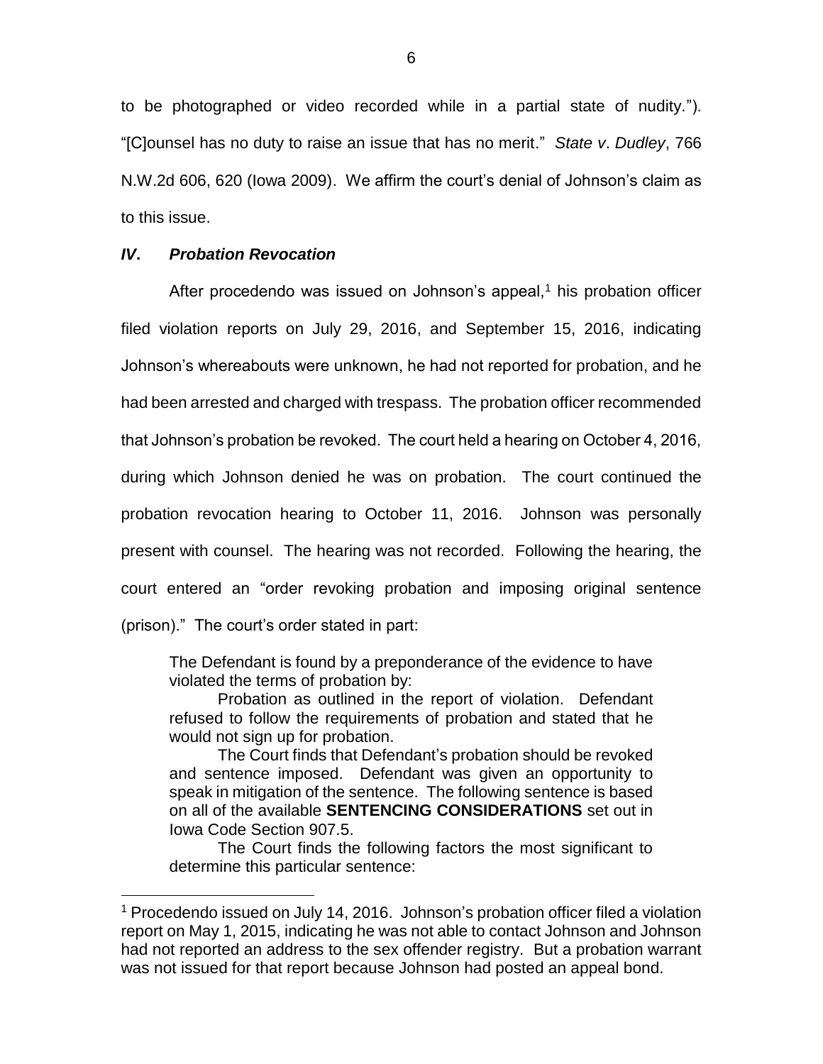to be photographed or video recorded while in a partial state of nudity."). "[C]ounsel has no duty to raise an issue that has no merit." *State v. Dudley*, 766 N.W.2d 606, 620 (Iowa 2009). We affirm the court's denial of Johnson's claim as to this issue.

### *IV. Probation Revocation*

After procedendo was issued on Johnson's appeal,[1] his probation officer filed violation reports on July 29, 2016, and September 15, 2016, indicating Johnson's whereabouts were unknown, he had not reported for probation, and he had been arrested and charged with trespass. The probation officer recommended that Johnson's probation be revoked. The court held a hearing on October 4, 2016, during which Johnson denied he was on probation. The court continued the probation revocation hearing to October 11, 2016. Johnson was personally present with counsel. The hearing was not recorded. Following the hearing, the court entered an "order revoking probation and imposing original sentence (prison)." The court's order stated in part:

> The Defendant is found by a preponderance of the evidence to have violated the terms of probation by:
>
> Probation as outlined in the report of violation. Defendant refused to follow the requirements of probation and stated that he would not sign up for probation.
>
> The Court finds that Defendant's probation should be revoked and sentence imposed. Defendant was given an opportunity to speak in mitigation of the sentence. The following sentence is based on all of the available **SENTENCING CONSIDERATIONS** set out in Iowa Code Section 907.5.
>
> The Court finds the following factors the most significant to determine this particular sentence:

[1] Procedendo issued on July 14, 2016. Johnson's probation officer filed a violation report on May 1, 2015, indicating he was not able to contact Johnson and Johnson had not reported an address to the sex offender registry. But a probation warrant was not issued for that report because Johnson had posted an appeal bond.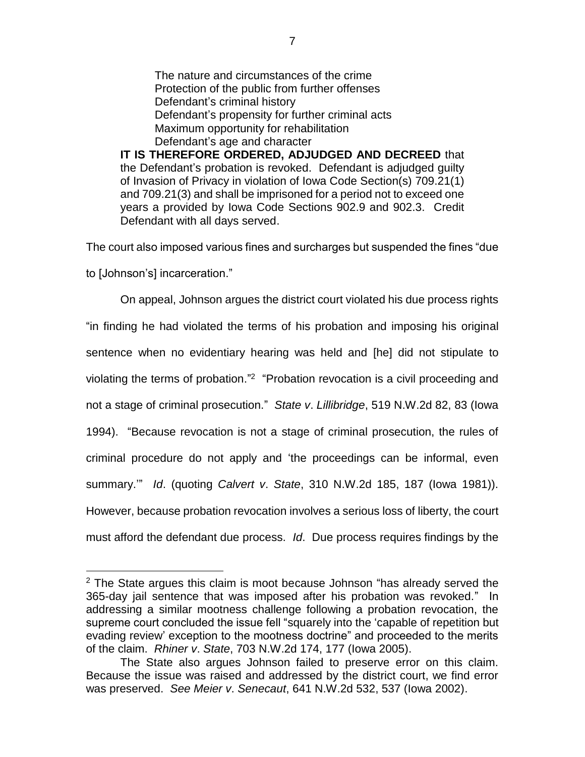> The nature and circumstances of the crime
> Protection of the public from further offenses
> Defendant's criminal history
> Defendant's propensity for further criminal acts
> Maximum opportunity for rehabilitation
> Defendant's age and character
>
> **IT IS THEREFORE ORDERED, ADJUDGED AND DECREED** that the Defendant's probation is revoked. Defendant is adjudged guilty of Invasion of Privacy in violation of Iowa Code Section(s) 709.21(1) and 709.21(3) and shall be imprisoned for a period not to exceed one years a provided by Iowa Code Sections 902.9 and 902.3. Credit Defendant with all days served.

The court also imposed various fines and surcharges but suspended the fines "due to [Johnson's] incarceration."

On appeal, Johnson argues the district court violated his due process rights "in finding he had violated the terms of his probation and imposing his original sentence when no evidentiary hearing was held and [he] did not stipulate to violating the terms of probation."[2] "Probation revocation is a civil proceeding and not a stage of criminal prosecution." *State v. Lillibridge*, 519 N.W.2d 82, 83 (Iowa 1994). "Because revocation is not a stage of criminal prosecution, the rules of criminal procedure do not apply and 'the proceedings can be informal, even summary.'" *Id*. (quoting *Calvert v. State*, 310 N.W.2d 185, 187 (Iowa 1981)). However, because probation revocation involves a serious loss of liberty, the court must afford the defendant due process. *Id*. Due process requires findings by the

[2] The State argues this claim is moot because Johnson "has already served the 365-day jail sentence that was imposed after his probation was revoked." In addressing a similar mootness challenge following a probation revocation, the supreme court concluded the issue fell "squarely into the 'capable of repetition but evading review' exception to the mootness doctrine" and proceeded to the merits of the claim. *Rhiner v. State*, 703 N.W.2d 174, 177 (Iowa 2005).

The State also argues Johnson failed to preserve error on this claim. Because the issue was raised and addressed by the district court, we find error was preserved. *See Meier v. Senecaut*, 641 N.W.2d 532, 537 (Iowa 2002).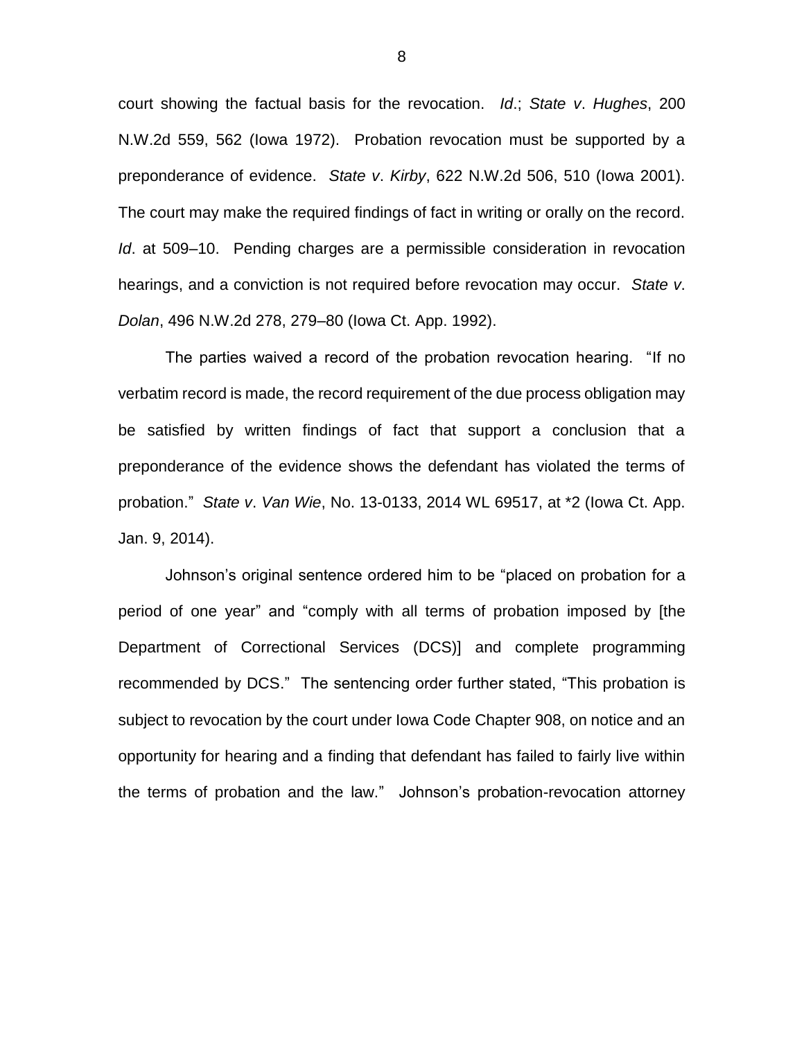court showing the factual basis for the revocation. *Id*.; *State v*. *Hughes*, 200 N.W.2d 559, 562 (Iowa 1972). Probation revocation must be supported by a preponderance of evidence. *State v*. *Kirby*, 622 N.W.2d 506, 510 (Iowa 2001). The court may make the required findings of fact in writing or orally on the record. *Id*. at 509–10. Pending charges are a permissible consideration in revocation hearings, and a conviction is not required before revocation may occur. *State v*. *Dolan*, 496 N.W.2d 278, 279–80 (Iowa Ct. App. 1992).

The parties waived a record of the probation revocation hearing. "If no verbatim record is made, the record requirement of the due process obligation may be satisfied by written findings of fact that support a conclusion that a preponderance of the evidence shows the defendant has violated the terms of probation." *State v*. *Van Wie*, No. 13-0133, 2014 WL 69517, at *2 (Iowa Ct. App. Jan. 9, 2014).

Johnson's original sentence ordered him to be "placed on probation for a period of one year" and "comply with all terms of probation imposed by [the Department of Correctional Services (DCS)] and complete programming recommended by DCS." The sentencing order further stated, "This probation is subject to revocation by the court under Iowa Code Chapter 908, on notice and an opportunity for hearing and a finding that defendant has failed to fairly live within the terms of probation and the law." Johnson's probation-revocation attorney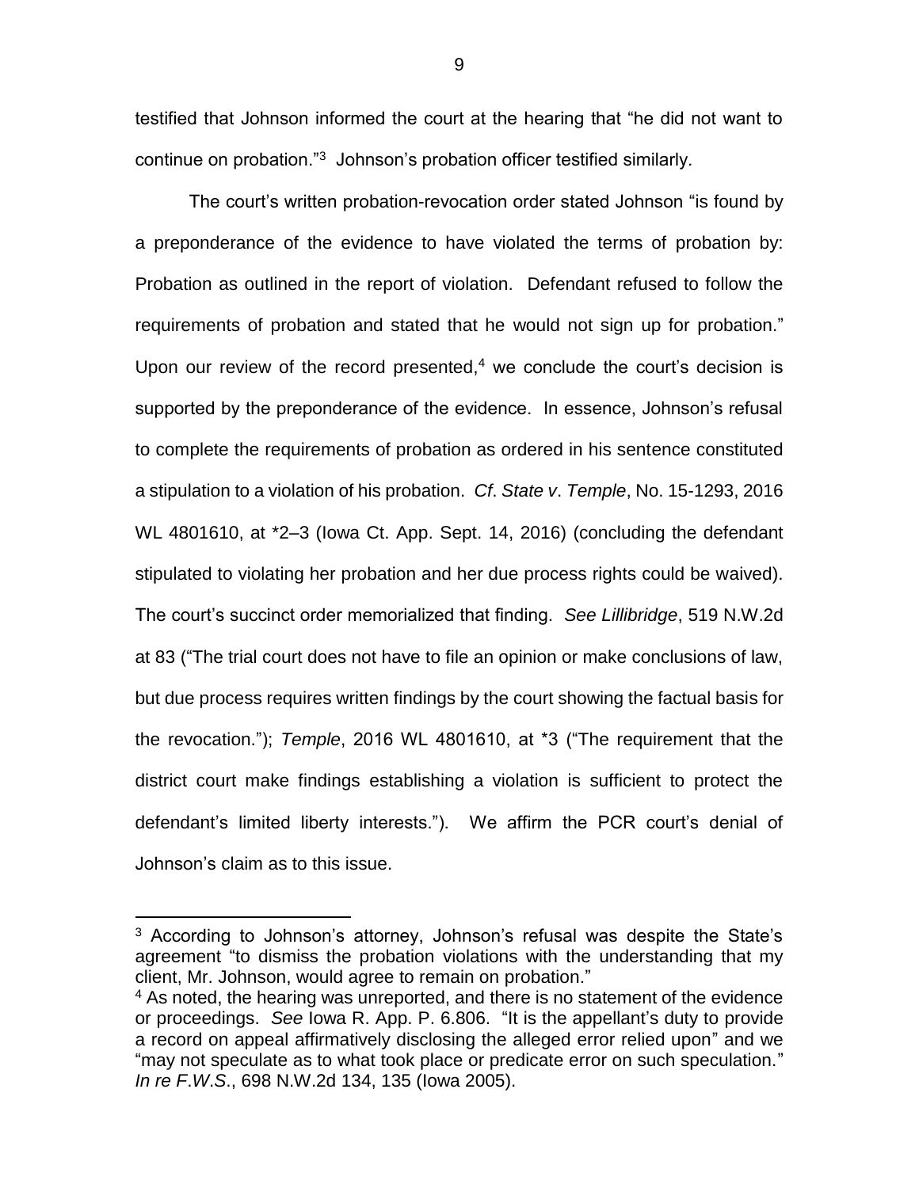testified that Johnson informed the court at the hearing that "he did not want to continue on probation."[3] Johnson's probation officer testified similarly.

The court's written probation-revocation order stated Johnson "is found by a preponderance of the evidence to have violated the terms of probation by: Probation as outlined in the report of violation. Defendant refused to follow the requirements of probation and stated that he would not sign up for probation." Upon our review of the record presented,[4] we conclude the court's decision is supported by the preponderance of the evidence. In essence, Johnson's refusal to complete the requirements of probation as ordered in his sentence constituted a stipulation to a violation of his probation. *Cf*. *State v*. *Temple*, No. 15-1293, 2016 WL 4801610, at *2–3 (Iowa Ct. App. Sept. 14, 2016) (concluding the defendant stipulated to violating her probation and her due process rights could be waived). The court's succinct order memorialized that finding. *See Lillibridge*, 519 N.W.2d at 83 ("The trial court does not have to file an opinion or make conclusions of law, but due process requires written findings by the court showing the factual basis for the revocation."); *Temple*, 2016 WL 4801610, at *3 ("The requirement that the district court make findings establishing a violation is sufficient to protect the defendant's limited liberty interests."). We affirm the PCR court's denial of Johnson's claim as to this issue.

---

[3] According to Johnson's attorney, Johnson's refusal was despite the State's agreement "to dismiss the probation violations with the understanding that my client, Mr. Johnson, would agree to remain on probation."

[4] As noted, the hearing was unreported, and there is no statement of the evidence or proceedings. *See* Iowa R. App. P. 6.806. "It is the appellant's duty to provide a record on appeal affirmatively disclosing the alleged error relied upon" and we "may not speculate as to what took place or predicate error on such speculation." *In re F*.*W*.*S*., 698 N.W.2d 134, 135 (Iowa 2005).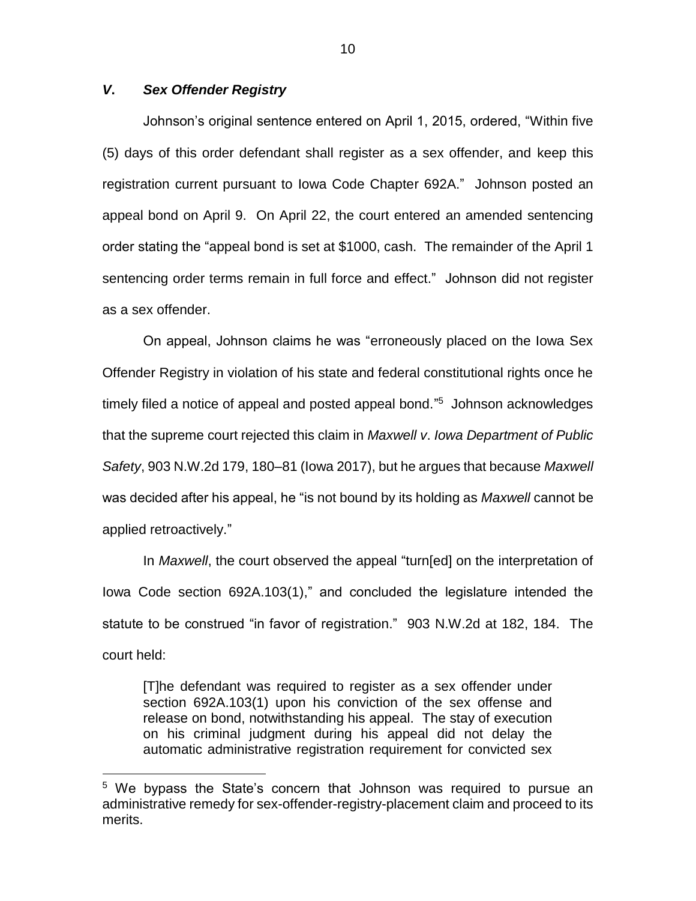### *V. Sex Offender Registry*

Johnson's original sentence entered on April 1, 2015, ordered, "Within five (5) days of this order defendant shall register as a sex offender, and keep this registration current pursuant to Iowa Code Chapter 692A." Johnson posted an appeal bond on April 9. On April 22, the court entered an amended sentencing order stating the "appeal bond is set at $1000, cash. The remainder of the April 1 sentencing order terms remain in full force and effect." Johnson did not register as a sex offender.

On appeal, Johnson claims he was "erroneously placed on the Iowa Sex Offender Registry in violation of his state and federal constitutional rights once he timely filed a notice of appeal and posted appeal bond."[5] Johnson acknowledges that the supreme court rejected this claim in *Maxwell v. Iowa Department of Public Safety*, 903 N.W.2d 179, 180–81 (Iowa 2017), but he argues that because *Maxwell* was decided after his appeal, he "is not bound by its holding as *Maxwell* cannot be applied retroactively."

In *Maxwell*, the court observed the appeal "turn[ed] on the interpretation of Iowa Code section 692A.103(1)," and concluded the legislature intended the statute to be construed "in favor of registration." 903 N.W.2d at 182, 184. The court held:

> [T]he defendant was required to register as a sex offender under section 692A.103(1) upon his conviction of the sex offense and release on bond, notwithstanding his appeal. The stay of execution on his criminal judgment during his appeal did not delay the automatic administrative registration requirement for convicted sex

---

[5] We bypass the State's concern that Johnson was required to pursue an administrative remedy for sex-offender-registry-placement claim and proceed to its merits.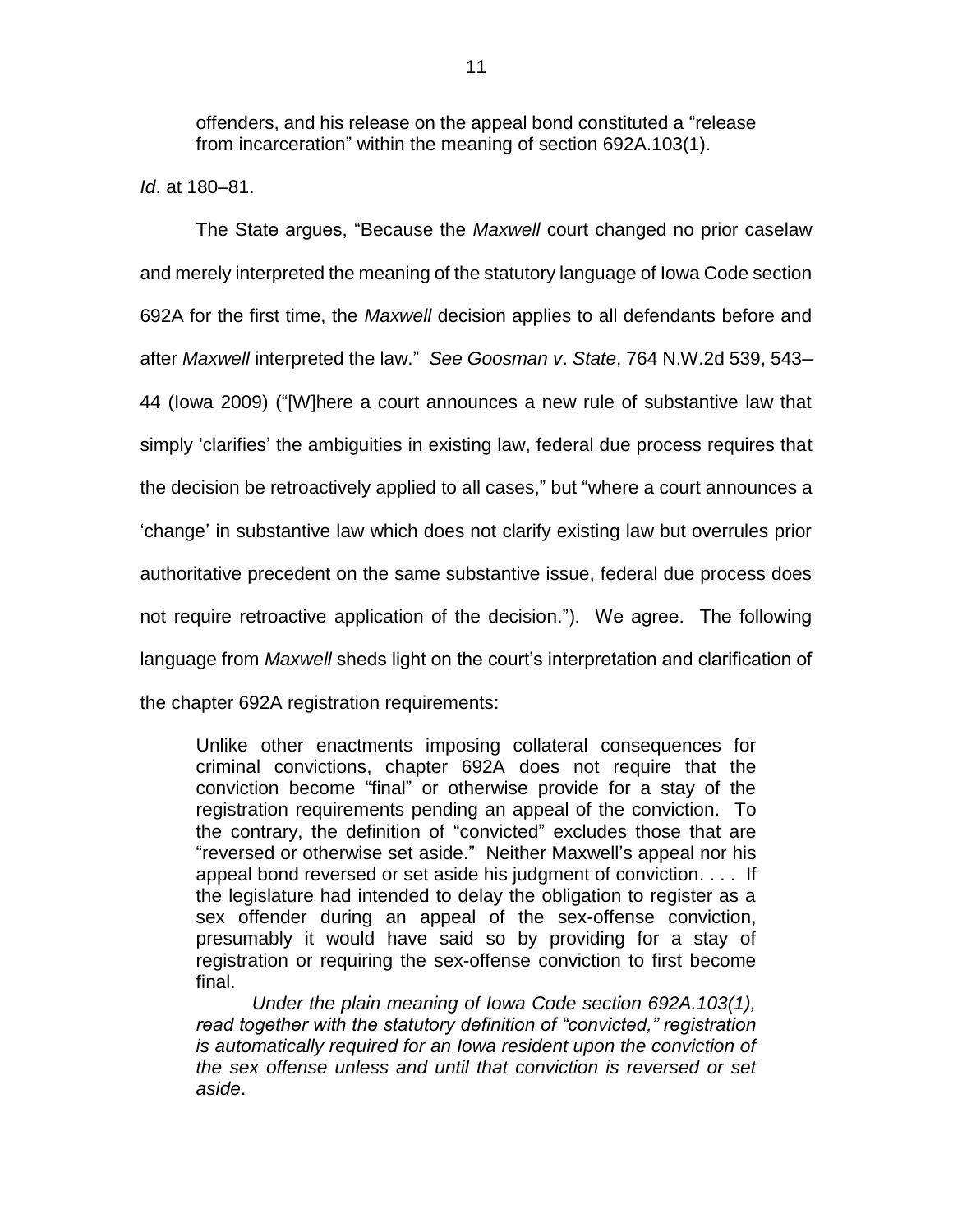> offenders, and his release on the appeal bond constituted a "release from incarceration" within the meaning of section 692A.103(1).

*Id*. at 180–81.

The State argues, "Because the *Maxwell* court changed no prior caselaw and merely interpreted the meaning of the statutory language of Iowa Code section 692A for the first time, the *Maxwell* decision applies to all defendants before and after *Maxwell* interpreted the law." *See Goosman v. State*, 764 N.W.2d 539, 543–44 (Iowa 2009) ("[W]here a court announces a new rule of substantive law that simply 'clarifies' the ambiguities in existing law, federal due process requires that the decision be retroactively applied to all cases," but "where a court announces a 'change' in substantive law which does not clarify existing law but overrules prior authoritative precedent on the same substantive issue, federal due process does not require retroactive application of the decision."). We agree. The following language from *Maxwell* sheds light on the court's interpretation and clarification of the chapter 692A registration requirements:

> Unlike other enactments imposing collateral consequences for criminal convictions, chapter 692A does not require that the conviction become "final" or otherwise provide for a stay of the registration requirements pending an appeal of the conviction. To the contrary, the definition of "convicted" excludes those that are "reversed or otherwise set aside." Neither Maxwell's appeal nor his appeal bond reversed or set aside his judgment of conviction. . . . If the legislature had intended to delay the obligation to register as a sex offender during an appeal of the sex-offense conviction, presumably it would have said so by providing for a stay of registration or requiring the sex-offense conviction to first become final.
>
> *Under the plain meaning of Iowa Code section 692A.103(1), read together with the statutory definition of "convicted," registration is automatically required for an Iowa resident upon the conviction of the sex offense unless and until that conviction is reversed or set aside*.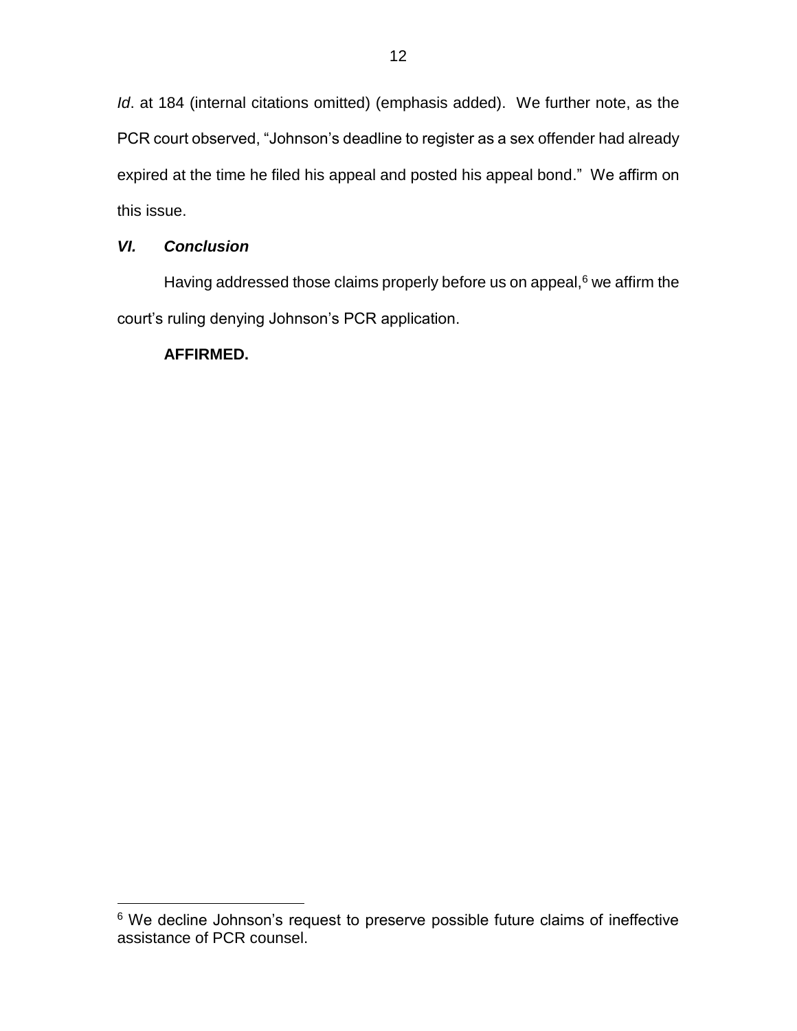*Id*. at 184 (internal citations omitted) (emphasis added). We further note, as the PCR court observed, "Johnson's deadline to register as a sex offender had already expired at the time he filed his appeal and posted his appeal bond." We affirm on this issue.

## ***VI. Conclusion***

Having addressed those claims properly before us on appeal,[6] we affirm the court's ruling denying Johnson's PCR application.

**AFFIRMED.**

---

[6] We decline Johnson's request to preserve possible future claims of ineffective assistance of PCR counsel.